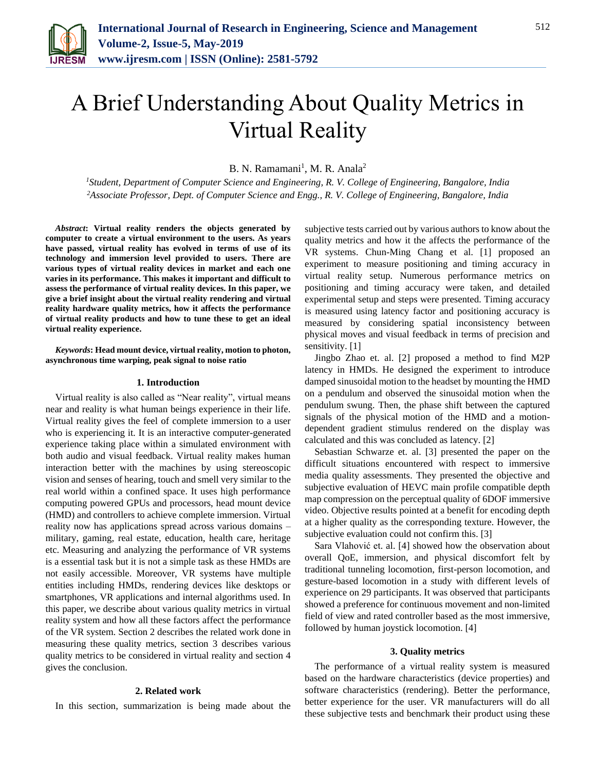# A Brief Understanding About Quality Metrics in Virtual Reality

B. N. Ramamani[1], M. R. Anala[2]

[1]*Student, Department of Computer Science and Engineering, R. V. College of Engineering, Bangalore, India*
[2]*Associate Professor, Dept. of Computer Science and Engg., R. V. College of Engineering, Bangalore, India*

***Abstract*: Virtual reality renders the objects generated by computer to create a virtual environment to the users. As years have passed, virtual reality has evolved in terms of use of its technology and immersion level provided to users. There are various types of virtual reality devices in market and each one varies in its performance. This makes it important and difficult to assess the performance of virtual reality devices. In this paper, we give a brief insight about the virtual reality rendering and virtual reality hardware quality metrics, how it affects the performance of virtual reality products and how to tune these to get an ideal virtual reality experience.**

***Keywords*: Head mount device, virtual reality, motion to photon, asynchronous time warping, peak signal to noise ratio**

## 1. Introduction

Virtual reality is also called as "Near reality", virtual means near and reality is what human beings experience in their life. Virtual reality gives the feel of complete immersion to a user who is experiencing it. It is an interactive computer-generated experience taking place within a simulated environment with both audio and visual feedback. Virtual reality makes human interaction better with the machines by using stereoscopic vision and senses of hearing, touch and smell very similar to the real world within a confined space. It uses high performance computing powered GPUs and processors, head mount device (HMD) and controllers to achieve complete immersion. Virtual reality now has applications spread across various domains – military, gaming, real estate, education, health care, heritage etc. Measuring and analyzing the performance of VR systems is a essential task but it is not a simple task as these HMDs are not easily accessible. Moreover, VR systems have multiple entities including HMDs, rendering devices like desktops or smartphones, VR applications and internal algorithms used. In this paper, we describe about various quality metrics in virtual reality system and how all these factors affect the performance of the VR system. Section 2 describes the related work done in measuring these quality metrics, section 3 describes various quality metrics to be considered in virtual reality and section 4 gives the conclusion.

## 2. Related work

In this section, summarization is being made about the subjective tests carried out by various authors to know about the quality metrics and how it the affects the performance of the VR systems. Chun-Ming Chang et al. [1] proposed an experiment to measure positioning and timing accuracy in virtual reality setup. Numerous performance metrics on positioning and timing accuracy were taken, and detailed experimental setup and steps were presented. Timing accuracy is measured using latency factor and positioning accuracy is measured by considering spatial inconsistency between physical moves and visual feedback in terms of precision and sensitivity. [1]

Jingbo Zhao et. al. [2] proposed a method to find M2P latency in HMDs. He designed the experiment to introduce damped sinusoidal motion to the headset by mounting the HMD on a pendulum and observed the sinusoidal motion when the pendulum swung. Then, the phase shift between the captured signals of the physical motion of the HMD and a motion-dependent gradient stimulus rendered on the display was calculated and this was concluded as latency. [2]

Sebastian Schwarze et. al. [3] presented the paper on the difficult situations encountered with respect to immersive media quality assessments. They presented the objective and subjective evaluation of HEVC main profile compatible depth map compression on the perceptual quality of 6DOF immersive video. Objective results pointed at a benefit for encoding depth at a higher quality as the corresponding texture. However, the subjective evaluation could not confirm this. [3]

Sara Vlahović et. al. [4] showed how the observation about overall QoE, immersion, and physical discomfort felt by traditional tunneling locomotion, first-person locomotion, and gesture-based locomotion in a study with different levels of experience on 29 participants. It was observed that participants showed a preference for continuous movement and non-limited field of view and rated controller based as the most immersive, followed by human joystick locomotion. [4]

## 3. Quality metrics

The performance of a virtual reality system is measured based on the hardware characteristics (device properties) and software characteristics (rendering). Better the performance, better experience for the user. VR manufacturers will do all these subjective tests and benchmark their product using these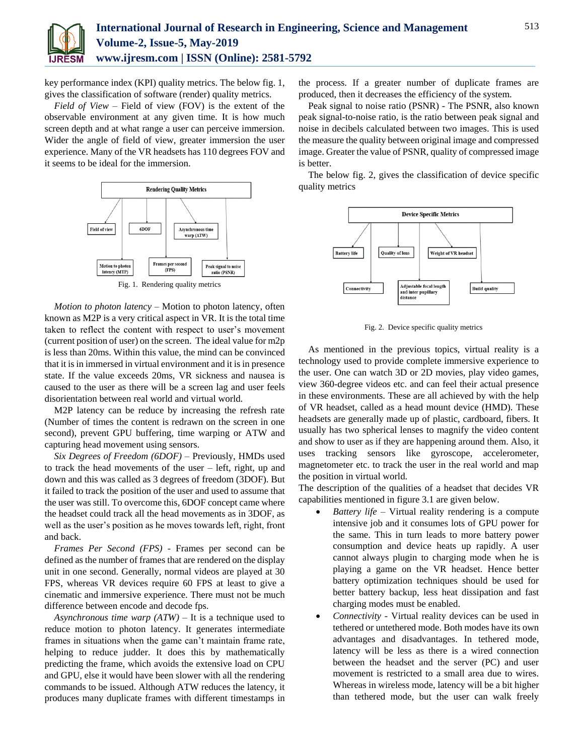key performance index (KPI) quality metrics. The below fig. 1, gives the classification of software (render) quality metrics.

*Field of View* – Field of view (FOV) is the extent of the observable environment at any given time. It is how much screen depth and at what range a user can perceive immersion. Wider the angle of field of view, greater immersion the user experience. Many of the VR headsets has 110 degrees FOV and it seems to be ideal for the immersion.

Fig. 1. Rendering quality metrics

*Motion to photon latency* – Motion to photon latency, often known as M2P is a very critical aspect in VR. It is the total time taken to reflect the content with respect to user's movement (current position of user) on the screen. The ideal value for m2p is less than 20ms. Within this value, the mind can be convinced that it is in immersed in virtual environment and it is in presence state. If the value exceeds 20ms, VR sickness and nausea is caused to the user as there will be a screen lag and user feels disorientation between real world and virtual world.

M2P latency can be reduce by increasing the refresh rate (Number of times the content is redrawn on the screen in one second), prevent GPU buffering, time warping or ATW and capturing head movement using sensors.

*Six Degrees of Freedom (6DOF)* – Previously, HMDs used to track the head movements of the user – left, right, up and down and this was called as 3 degrees of freedom (3DOF). But it failed to track the position of the user and used to assume that the user was still. To overcome this, 6DOF concept came where the headset could track all the head movements as in 3DOF, as well as the user's position as he moves towards left, right, front and back.

*Frames Per Second (FPS)* - Frames per second can be defined as the number of frames that are rendered on the display unit in one second. Generally, normal videos are played at 30 FPS, whereas VR devices require 60 FPS at least to give a cinematic and immersive experience. There must not be much difference between encode and decode fps.

*Asynchronous time warp (ATW)* – It is a technique used to reduce motion to photon latency. It generates intermediate frames in situations when the game can't maintain frame rate, helping to reduce judder. It does this by mathematically predicting the frame, which avoids the extensive load on CPU and GPU, else it would have been slower with all the rendering commands to be issued. Although ATW reduces the latency, it produces many duplicate frames with different timestamps in the process. If a greater number of duplicate frames are produced, then it decreases the efficiency of the system.

Peak signal to noise ratio (PSNR) - The PSNR, also known peak signal-to-noise ratio, is the ratio between peak signal and noise in decibels calculated between two images. This is used the measure the quality between original image and compressed image. Greater the value of PSNR, quality of compressed image is better.

The below fig. 2, gives the classification of device specific quality metrics

Fig. 2. Device specific quality metrics

As mentioned in the previous topics, virtual reality is a technology used to provide complete immersive experience to the user. One can watch 3D or 2D movies, play video games, view 360-degree videos etc. and can feel their actual presence in these environments. These are all achieved by with the help of VR headset, called as a head mount device (HMD). These headsets are generally made up of plastic, cardboard, fibers. It usually has two spherical lenses to magnify the video content and show to user as if they are happening around them. Also, it uses tracking sensors like gyroscope, accelerometer, magnetometer etc. to track the user in the real world and map the position in virtual world.

The description of the qualities of a headset that decides VR capabilities mentioned in figure 3.1 are given below.

- *Battery life* – Virtual reality rendering is a compute intensive job and it consumes lots of GPU power for the same. This in turn leads to more battery power consumption and device heats up rapidly. A user cannot always plugin to charging mode when he is playing a game on the VR headset. Hence better battery optimization techniques should be used for better battery backup, less heat dissipation and fast charging modes must be enabled.
- *Connectivity* - Virtual reality devices can be used in tethered or untethered mode. Both modes have its own advantages and disadvantages. In tethered mode, latency will be less as there is a wired connection between the headset and the server (PC) and user movement is restricted to a small area due to wires. Whereas in wireless mode, latency will be a bit higher than tethered mode, but the user can walk freely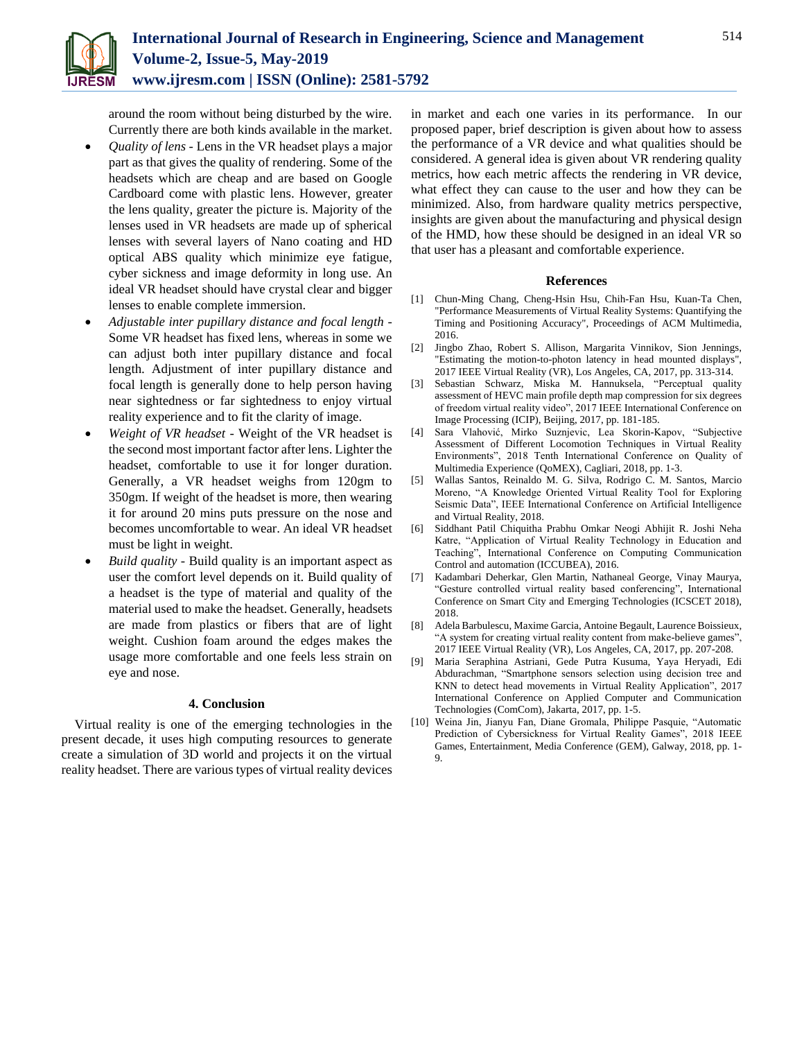around the room without being disturbed by the wire. Currently there are both kinds available in the market.

- *Quality of lens* - Lens in the VR headset plays a major part as that gives the quality of rendering. Some of the headsets which are cheap and are based on Google Cardboard come with plastic lens. However, greater the lens quality, greater the picture is. Majority of the lenses used in VR headsets are made up of spherical lenses with several layers of Nano coating and HD optical ABS quality which minimize eye fatigue, cyber sickness and image deformity in long use. An ideal VR headset should have crystal clear and bigger lenses to enable complete immersion.
- *Adjustable inter pupillary distance and focal length* - Some VR headset has fixed lens, whereas in some we can adjust both inter pupillary distance and focal length. Adjustment of inter pupillary distance and focal length is generally done to help person having near sightedness or far sightedness to enjoy virtual reality experience and to fit the clarity of image.
- *Weight of VR headset* - Weight of the VR headset is the second most important factor after lens. Lighter the headset, comfortable to use it for longer duration. Generally, a VR headset weighs from 120gm to 350gm. If weight of the headset is more, then wearing it for around 20 mins puts pressure on the nose and becomes uncomfortable to wear. An ideal VR headset must be light in weight.
- *Build quality* - Build quality is an important aspect as user the comfort level depends on it. Build quality of a headset is the type of material and quality of the material used to make the headset. Generally, headsets are made from plastics or fibers that are of light weight. Cushion foam around the edges makes the usage more comfortable and one feels less strain on eye and nose.

## 4. Conclusion

Virtual reality is one of the emerging technologies in the present decade, it uses high computing resources to generate create a simulation of 3D world and projects it on the virtual reality headset. There are various types of virtual reality devices in market and each one varies in its performance. In our proposed paper, brief description is given about how to assess the performance of a VR device and what qualities should be considered. A general idea is given about VR rendering quality metrics, how each metric affects the rendering in VR device, what effect they can cause to the user and how they can be minimized. Also, from hardware quality metrics perspective, insights are given about the manufacturing and physical design of the HMD, how these should be designed in an ideal VR so that user has a pleasant and comfortable experience.

## References

[1] Chun-Ming Chang, Cheng-Hsin Hsu, Chih-Fan Hsu, Kuan-Ta Chen, "Performance Measurements of Virtual Reality Systems: Quantifying the Timing and Positioning Accuracy", Proceedings of ACM Multimedia, 2016.

[2] Jingbo Zhao, Robert S. Allison, Margarita Vinnikov, Sion Jennings, "Estimating the motion-to-photon latency in head mounted displays", 2017 IEEE Virtual Reality (VR), Los Angeles, CA, 2017, pp. 313-314.

[3] Sebastian Schwarz, Miska M. Hannuksela, "Perceptual quality assessment of HEVC main profile depth map compression for six degrees of freedom virtual reality video", 2017 IEEE International Conference on Image Processing (ICIP), Beijing, 2017, pp. 181-185.

[4] Sara Vlahović, Mirko Suznjevic, Lea Skorin-Kapov, "Subjective Assessment of Different Locomotion Techniques in Virtual Reality Environments", 2018 Tenth International Conference on Quality of Multimedia Experience (QoMEX), Cagliari, 2018, pp. 1-3.

[5] Wallas Santos, Reinaldo M. G. Silva, Rodrigo C. M. Santos, Marcio Moreno, "A Knowledge Oriented Virtual Reality Tool for Exploring Seismic Data", IEEE International Conference on Artificial Intelligence and Virtual Reality, 2018.

[6] Siddhant Patil Chiquitha Prabhu Omkar Neogi Abhijit R. Joshi Neha Katre, "Application of Virtual Reality Technology in Education and Teaching", International Conference on Computing Communication Control and automation (ICCUBEA), 2016.

[7] Kadambari Deherkar, Glen Martin, Nathaneal George, Vinay Maurya, "Gesture controlled virtual reality based conferencing", International Conference on Smart City and Emerging Technologies (ICSCET 2018), 2018.

[8] Adela Barbulescu, Maxime Garcia, Antoine Begault, Laurence Boissieux, "A system for creating virtual reality content from make-believe games", 2017 IEEE Virtual Reality (VR), Los Angeles, CA, 2017, pp. 207-208.

[9] Maria Seraphina Astriani, Gede Putra Kusuma, Yaya Heryadi, Edi Abdurachman, "Smartphone sensors selection using decision tree and KNN to detect head movements in Virtual Reality Application", 2017 International Conference on Applied Computer and Communication Technologies (ComCom), Jakarta, 2017, pp. 1-5.

[10] Weina Jin, Jianyu Fan, Diane Gromala, Philippe Pasquie, "Automatic Prediction of Cybersickness for Virtual Reality Games", 2018 IEEE Games, Entertainment, Media Conference (GEM), Galway, 2018, pp. 1-9.